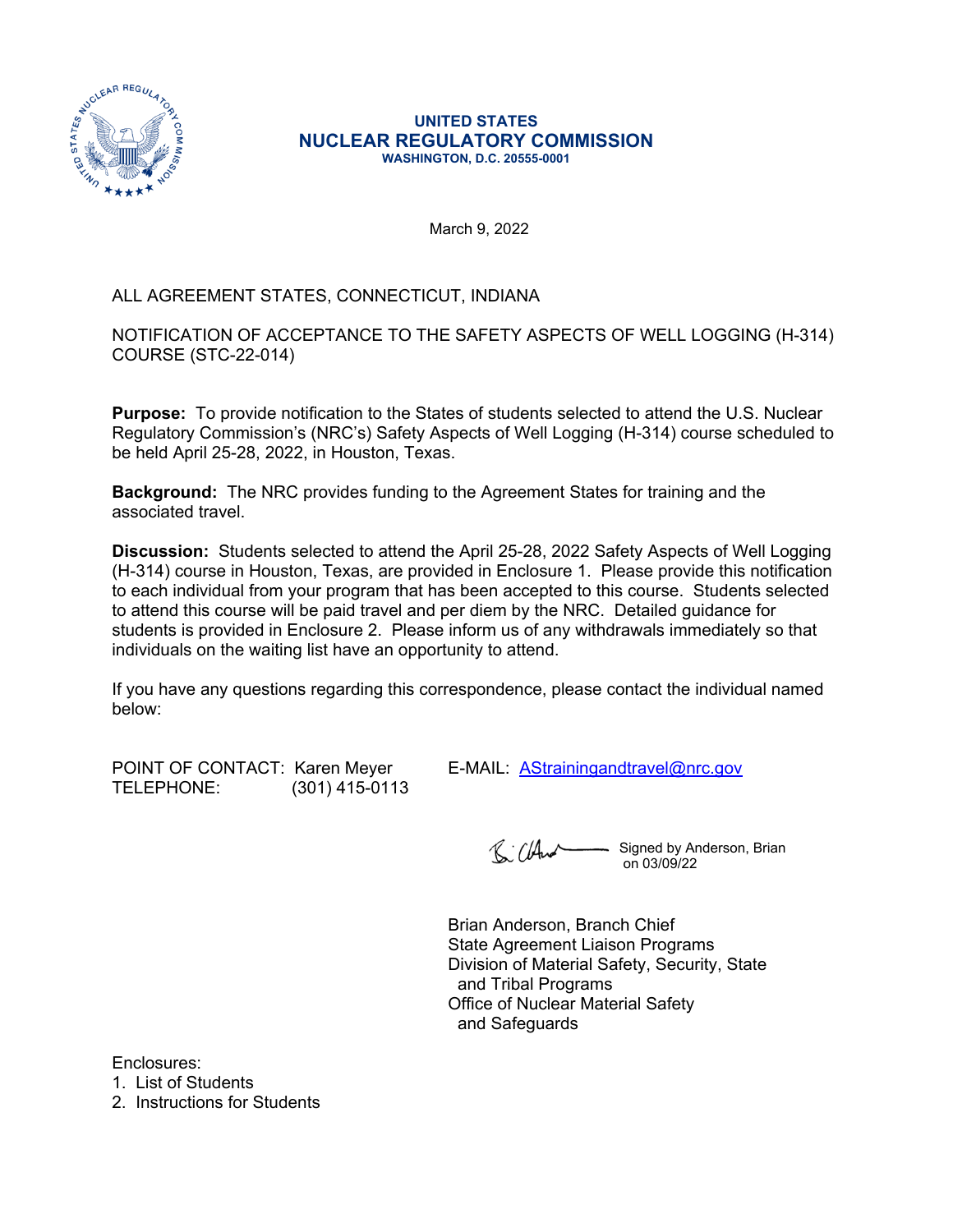**UNITED STATES**
**NUCLEAR REGULATORY COMMISSION**
**WASHINGTON, D.C. 20555-0001**

March 9, 2022

ALL AGREEMENT STATES, CONNECTICUT, INDIANA

NOTIFICATION OF ACCEPTANCE TO THE SAFETY ASPECTS OF WELL LOGGING (H-314) COURSE (STC-22-014)

**Purpose:** To provide notification to the States of students selected to attend the U.S. Nuclear Regulatory Commission's (NRC's) Safety Aspects of Well Logging (H-314) course scheduled to be held April 25-28, 2022, in Houston, Texas.

**Background:** The NRC provides funding to the Agreement States for training and the associated travel.

**Discussion:** Students selected to attend the April 25-28, 2022 Safety Aspects of Well Logging (H-314) course in Houston, Texas, are provided in Enclosure 1. Please provide this notification to each individual from your program that has been accepted to this course. Students selected to attend this course will be paid travel and per diem by the NRC. Detailed guidance for students is provided in Enclosure 2. Please inform us of any withdrawals immediately so that individuals on the waiting list have an opportunity to attend.

If you have any questions regarding this correspondence, please contact the individual named below:

POINT OF CONTACT: Karen Meyer    E-MAIL: AStrainingandtravel@nrc.gov
TELEPHONE: (301) 415-0113

Signed by Anderson, Brian on 03/09/22

Brian Anderson, Branch Chief
State Agreement Liaison Programs
Division of Material Safety, Security, State and Tribal Programs
Office of Nuclear Material Safety and Safeguards

Enclosures:
1. List of Students
2. Instructions for Students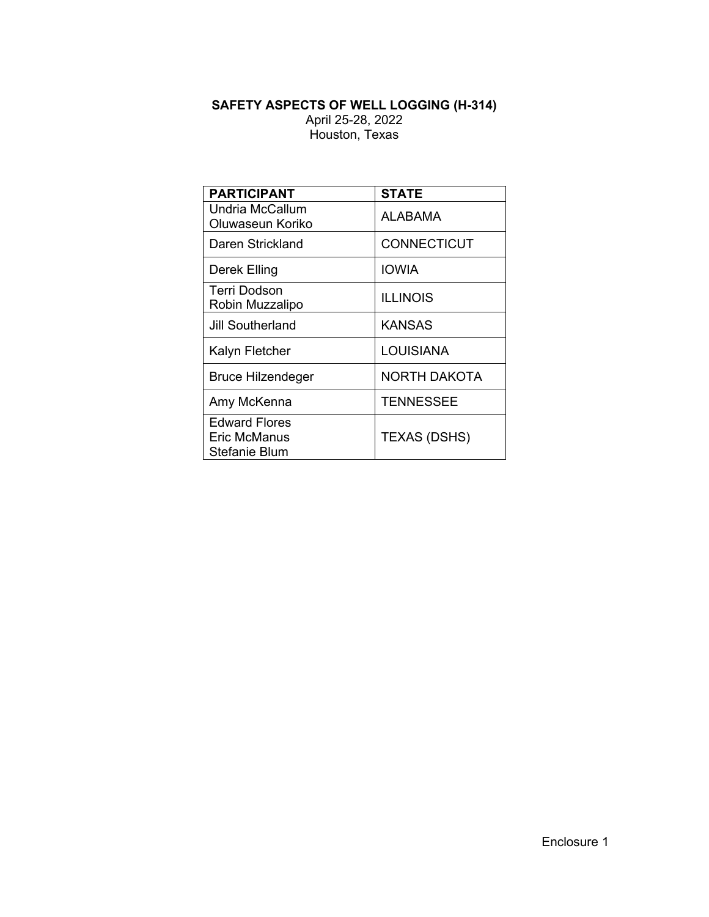**SAFETY ASPECTS OF WELL LOGGING (H-314)**

April 25-28, 2022

Houston, Texas

| PARTICIPANT | STATE |
|---|---|
| Undria McCallum<br>Oluwaseun Koriko | ALABAMA |
| Daren Strickland | CONNECTICUT |
| Derek Elling | IOWIA |
| Terri Dodson<br>Robin Muzzalipo | ILLINOIS |
| Jill Southerland | KANSAS |
| Kalyn Fletcher | LOUISIANA |
| Bruce Hilzendeger | NORTH DAKOTA |
| Amy McKenna | TENNESSEE |
| Edward Flores<br>Eric McManus<br>Stefanie Blum | TEXAS (DSHS) |

Enclosure 1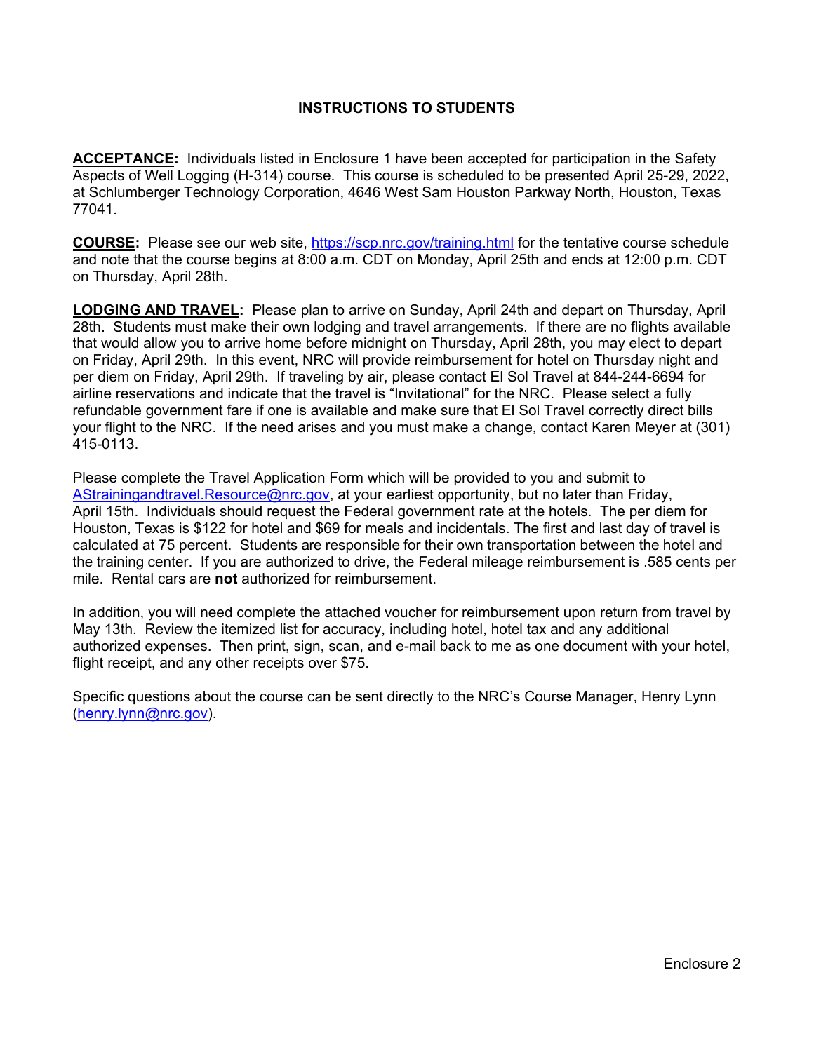## INSTRUCTIONS TO STUDENTS

**ACCEPTANCE:** Individuals listed in Enclosure 1 have been accepted for participation in the Safety Aspects of Well Logging (H-314) course. This course is scheduled to be presented April 25-29, 2022, at Schlumberger Technology Corporation, 4646 West Sam Houston Parkway North, Houston, Texas 77041.

**COURSE:** Please see our web site, https://scp.nrc.gov/training.html for the tentative course schedule and note that the course begins at 8:00 a.m. CDT on Monday, April 25th and ends at 12:00 p.m. CDT on Thursday, April 28th.

**LODGING AND TRAVEL:** Please plan to arrive on Sunday, April 24th and depart on Thursday, April 28th. Students must make their own lodging and travel arrangements. If there are no flights available that would allow you to arrive home before midnight on Thursday, April 28th, you may elect to depart on Friday, April 29th. In this event, NRC will provide reimbursement for hotel on Thursday night and per diem on Friday, April 29th. If traveling by air, please contact El Sol Travel at 844-244-6694 for airline reservations and indicate that the travel is "Invitational" for the NRC. Please select a fully refundable government fare if one is available and make sure that El Sol Travel correctly direct bills your flight to the NRC. If the need arises and you must make a change, contact Karen Meyer at (301) 415-0113.

Please complete the Travel Application Form which will be provided to you and submit to AStrainingandtravel.Resource@nrc.gov, at your earliest opportunity, but no later than Friday, April 15th. Individuals should request the Federal government rate at the hotels. The per diem for Houston, Texas is $122 for hotel and $69 for meals and incidentals. The first and last day of travel is calculated at 75 percent. Students are responsible for their own transportation between the hotel and the training center. If you are authorized to drive, the Federal mileage reimbursement is .585 cents per mile. Rental cars are **not** authorized for reimbursement.

In addition, you will need complete the attached voucher for reimbursement upon return from travel by May 13th. Review the itemized list for accuracy, including hotel, hotel tax and any additional authorized expenses. Then print, sign, scan, and e-mail back to me as one document with your hotel, flight receipt, and any other receipts over $75.

Specific questions about the course can be sent directly to the NRC's Course Manager, Henry Lynn (henry.lynn@nrc.gov).

Enclosure 2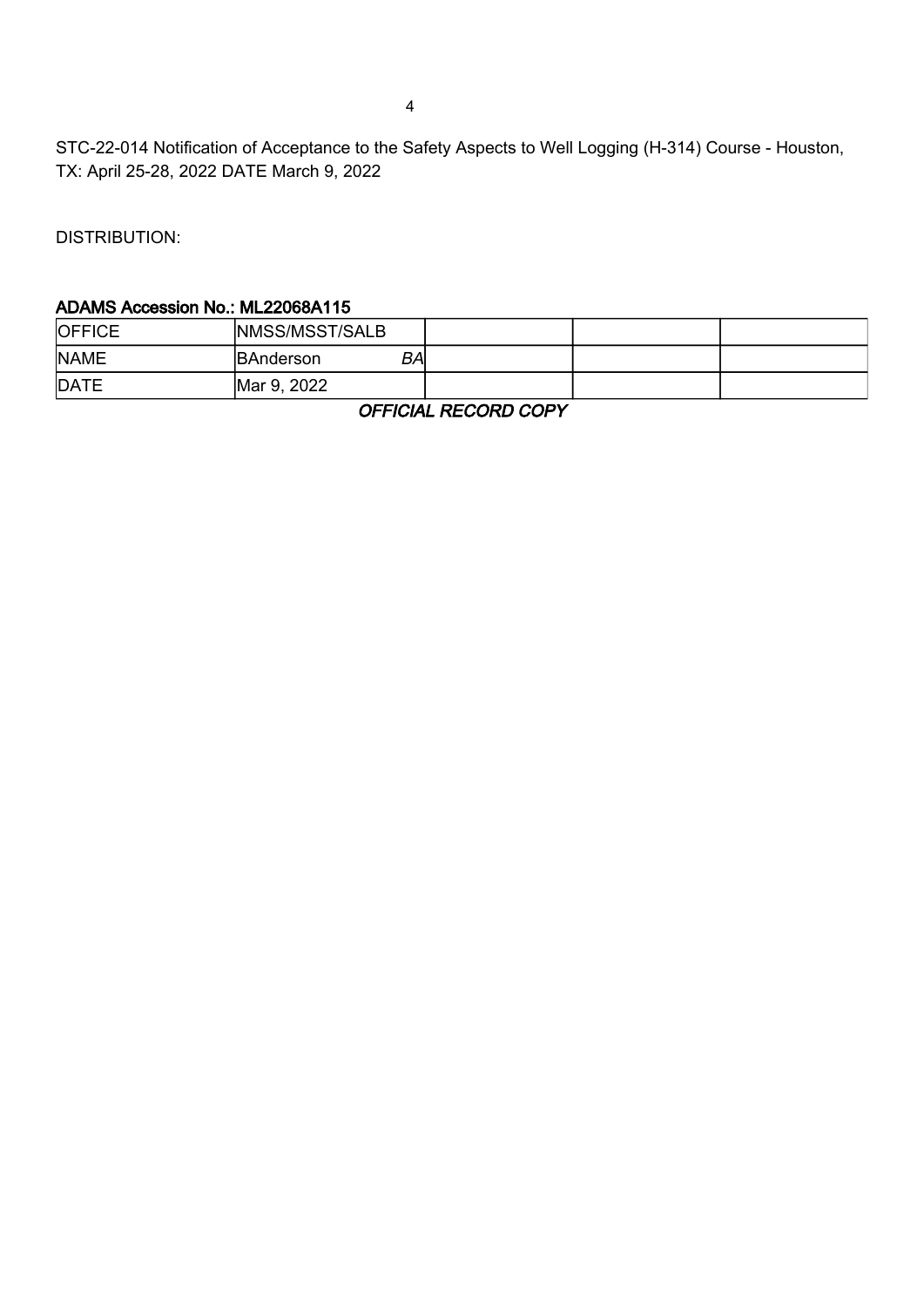STC-22-014 Notification of Acceptance to the Safety Aspects to Well Logging (H-314) Course - Houston, TX: April 25-28, 2022 DATE March 9, 2022

DISTRIBUTION:

**ADAMS Accession No.: ML22068A115**

| OFFICE | NMSS/MSST/SALB | | | |
|---|---|---|---|---|
| NAME | BAnderson *BA* | | | |
| DATE | Mar 9, 2022 | | | |

***OFFICIAL RECORD COPY***